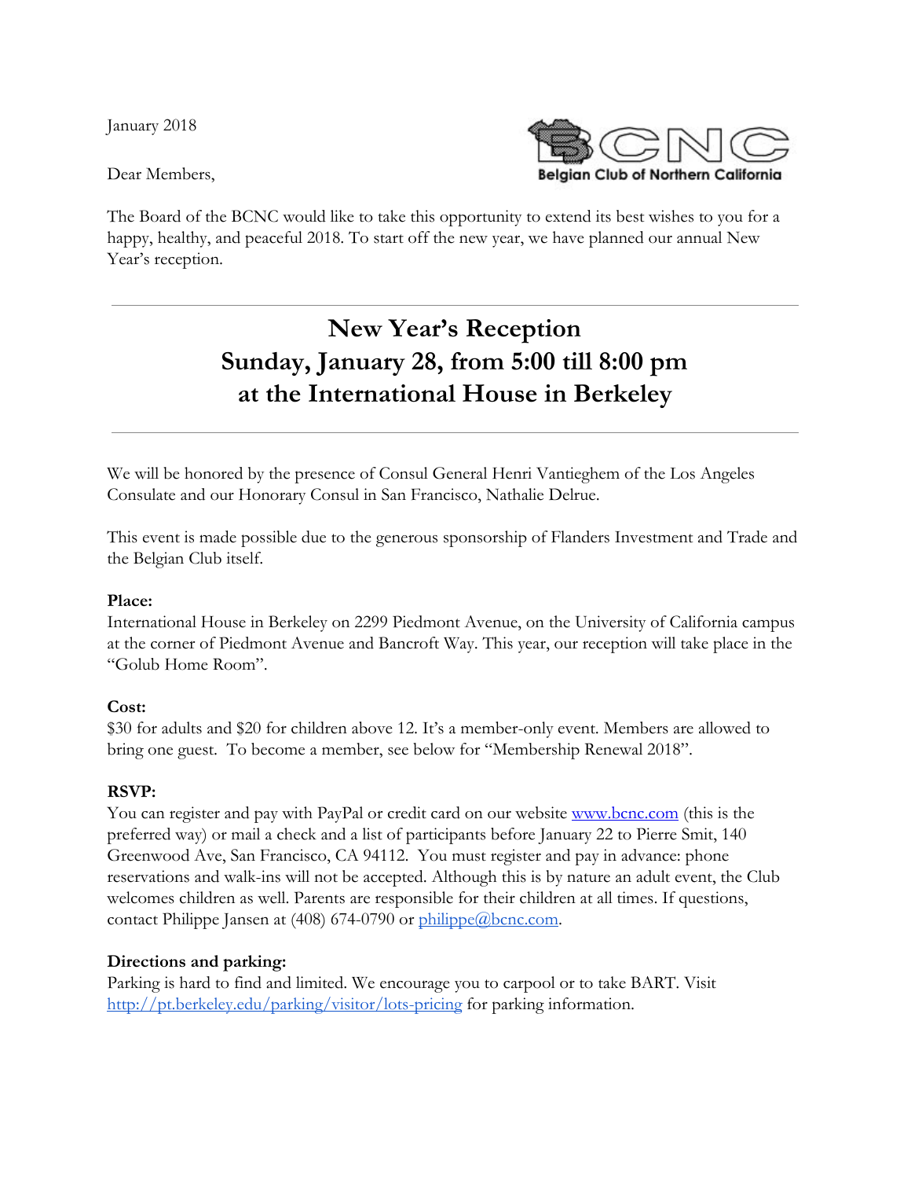January 2018

BCNC
Belgian Club of Northern California

Dear Members,

The Board of the BCNC would like to take this opportunity to extend its best wishes to you for a happy, healthy, and peaceful 2018. To start off the new year, we have planned our annual New Year's reception.

---

# New Year's Reception
# Sunday, January 28, from 5:00 till 8:00 pm
# at the International House in Berkeley

---

We will be honored by the presence of Consul General Henri Vantieghem of the Los Angeles Consulate and our Honorary Consul in San Francisco, Nathalie Delrue.

This event is made possible due to the generous sponsorship of Flanders Investment and Trade and the Belgian Club itself.

**Place:**
International House in Berkeley on 2299 Piedmont Avenue, on the University of California campus at the corner of Piedmont Avenue and Bancroft Way. This year, our reception will take place in the "Golub Home Room".

**Cost:**
$30 for adults and $20 for children above 12. It's a member-only event. Members are allowed to bring one guest. To become a member, see below for "Membership Renewal 2018".

**RSVP:**
You can register and pay with PayPal or credit card on our website [www.bcnc.com](www.bcnc.com) (this is the preferred way) or mail a check and a list of participants before January 22 to Pierre Smit, 140 Greenwood Ave, San Francisco, CA 94112. You must register and pay in advance: phone reservations and walk-ins will not be accepted. Although this is by nature an adult event, the Club welcomes children as well. Parents are responsible for their children at all times. If questions, contact Philippe Jansen at (408) 674-0790 or [philippe@bcnc.com](mailto:philippe@bcnc.com).

**Directions and parking:**
Parking is hard to find and limited. We encourage you to carpool or to take BART. Visit [http://pt.berkeley.edu/parking/visitor/lots-pricing](http://pt.berkeley.edu/parking/visitor/lots-pricing) for parking information.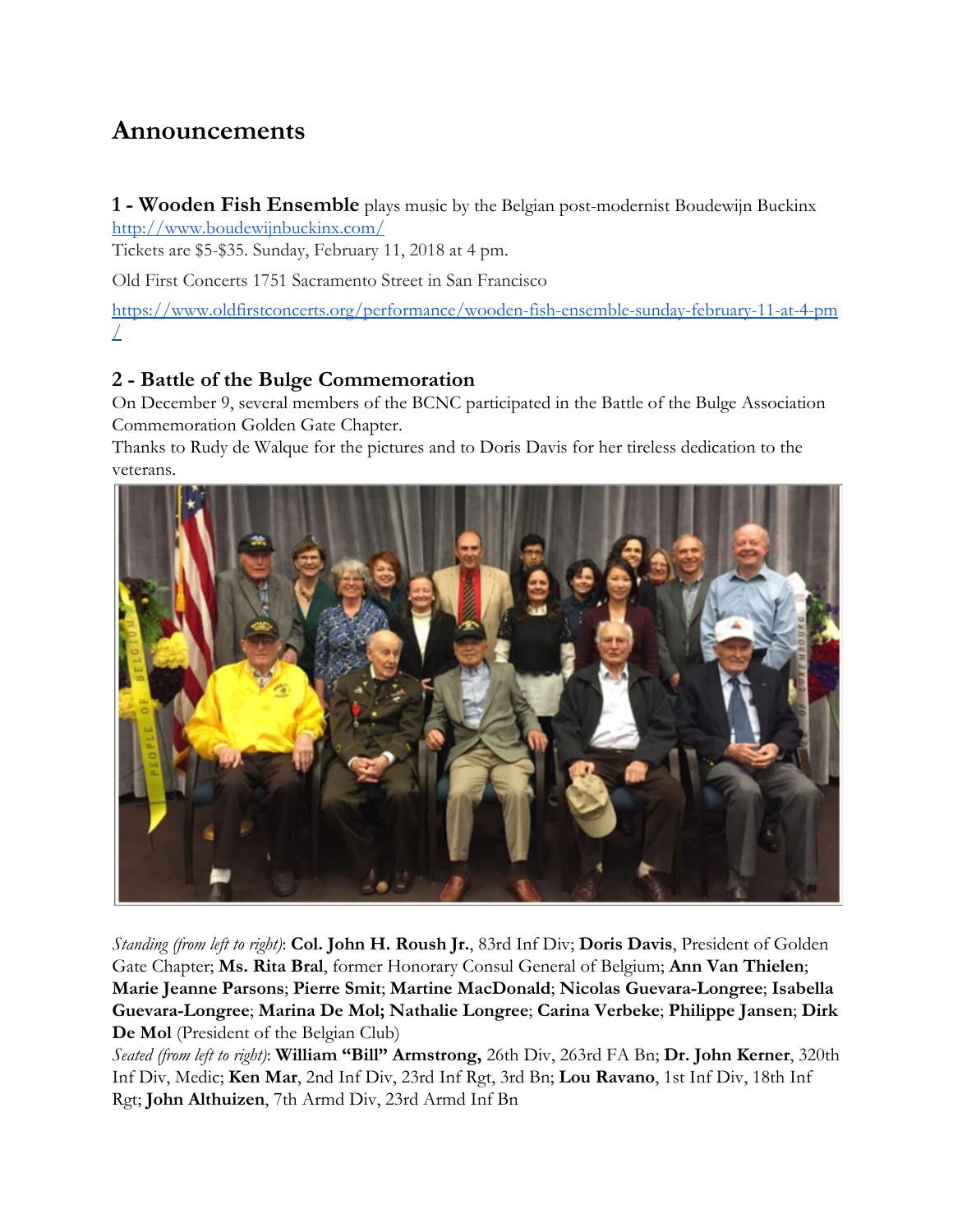## Announcements

### 1 - Wooden Fish Ensemble plays music by the Belgian post-modernist Boudewijn Buckinx

http://www.boudewijnbuckinx.com/

Tickets are $5-$35. Sunday, February 11, 2018 at 4 pm.

Old First Concerts 1751 Sacramento Street in San Francisco

https://www.oldfirstconcerts.org/performance/wooden-fish-ensemble-sunday-february-11-at-4-pm/

### 2 - Battle of the Bulge Commemoration

On December 9, several members of the BCNC participated in the Battle of the Bulge Association Commemoration Golden Gate Chapter.

Thanks to Rudy de Walque for the pictures and to Doris Davis for her tireless dedication to the veterans.

*Standing (from left to right)*: **Col. John H. Roush Jr.**, 83rd Inf Div; **Doris Davis**, President of Golden Gate Chapter; **Ms. Rita Bral**, former Honorary Consul General of Belgium; **Ann Van Thielen**; **Marie Jeanne Parsons**; **Pierre Smit**; **Martine MacDonald**; **Nicolas Guevara-Longree**; **Isabella Guevara-Longree**; **Marina De Mol; Nathalie Longree**; **Carina Verbeke**; **Philippe Jansen**; **Dirk De Mol** (President of the Belgian Club)

*Seated (from left to right)*: **William "Bill" Armstrong,** 26th Div, 263rd FA Bn; **Dr. John Kerner**, 320th Inf Div, Medic; **Ken Mar**, 2nd Inf Div, 23rd Inf Rgt, 3rd Bn; **Lou Ravano**, 1st Inf Div, 18th Inf Rgt; **John Althuizen**, 7th Armd Div, 23rd Armd Inf Bn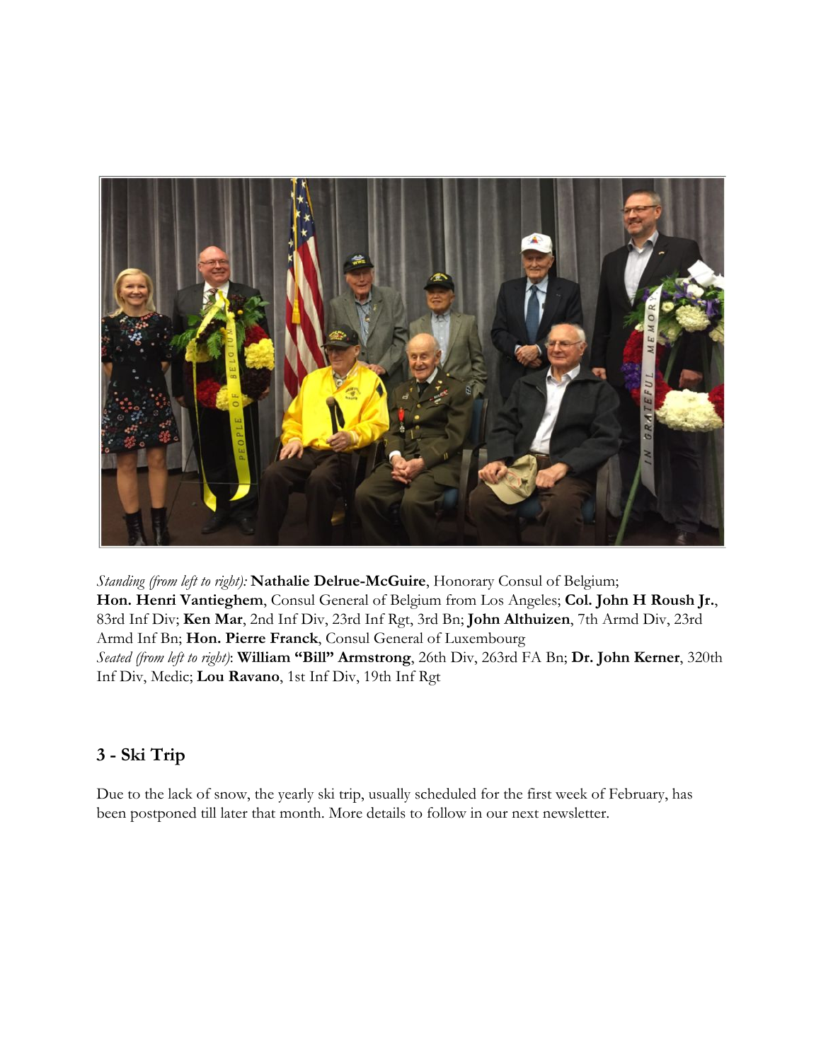*Standing (from left to right):* **Nathalie Delrue-McGuire**, Honorary Consul of Belgium; **Hon. Henri Vantieghem**, Consul General of Belgium from Los Angeles; **Col. John H Roush Jr.**, 83rd Inf Div; **Ken Mar**, 2nd Inf Div, 23rd Inf Rgt, 3rd Bn; **John Althuizen**, 7th Armd Div, 23rd Armd Inf Bn; **Hon. Pierre Franck**, Consul General of Luxembourg
*Seated (from left to right)*: **William "Bill" Armstrong**, 26th Div, 263rd FA Bn; **Dr. John Kerner**, 320th Inf Div, Medic; **Lou Ravano**, 1st Inf Div, 19th Inf Rgt

## 3 - Ski Trip

Due to the lack of snow, the yearly ski trip, usually scheduled for the first week of February, has been postponed till later that month. More details to follow in our next newsletter.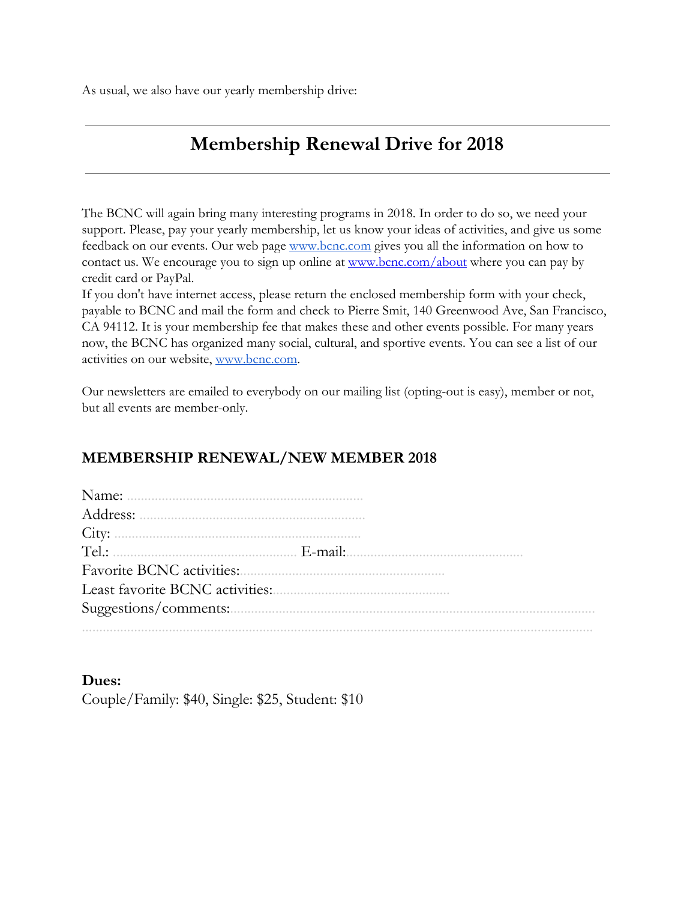As usual, we also have our yearly membership drive:

---

# Membership Renewal Drive for 2018

---

The BCNC will again bring many interesting programs in 2018. In order to do so, we need your support. Please, pay your yearly membership, let us know your ideas of activities, and give us some feedback on our events. Our web page [www.bcnc.com](www.bcnc.com) gives you all the information on how to contact us. We encourage you to sign up online at [www.bcnc.com/about](www.bcnc.com/about) where you can pay by credit card or PayPal.
If you don't have internet access, please return the enclosed membership form with your check, payable to BCNC and mail the form and check to Pierre Smit, 140 Greenwood Ave, San Francisco, CA 94112. It is your membership fee that makes these and other events possible. For many years now, the BCNC has organized many social, cultural, and sportive events. You can see a list of our activities on our website, [www.bcnc.com](www.bcnc.com).

Our newsletters are emailed to everybody on our mailing list (opting-out is easy), member or not, but all events are member-only.

## MEMBERSHIP RENEWAL/NEW MEMBER 2018

Name: ....................................................................
Address: .................................................................
City: .......................................................................
Tel.: .................................................... E-mail:..................................................
Favorite BCNC activities:..........................................................
Least favorite BCNC activities:..................................................
Suggestions/comments:.........................................................................................................
.........................................................................................................................................

**Dues:**
Couple/Family: $40, Single: $25, Student: $10